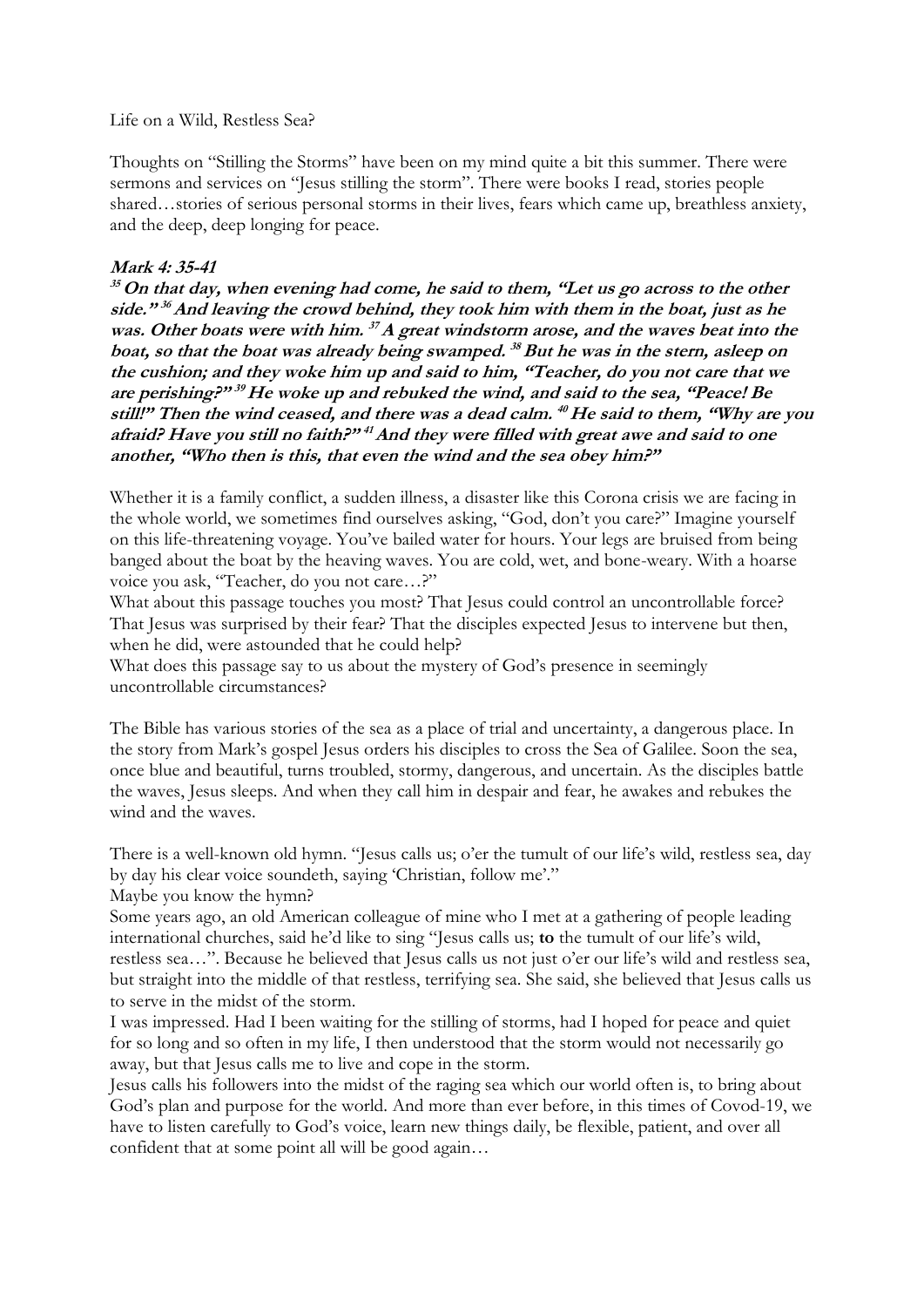Life on a Wild, Restless Sea?

Thoughts on "Stilling the Storms" have been on my mind quite a bit this summer. There were sermons and services on "Jesus stilling the storm". There were books I read, stories people shared…stories of serious personal storms in their lives, fears which came up, breathless anxiety, and the deep, deep longing for peace.

***Mark 4: 35-41***

***[35] On that day, when evening had come, he said to them, "Let us go across to the other side." [36] And leaving the crowd behind, they took him with them in the boat, just as he was. Other boats were with him. [37] A great windstorm arose, and the waves beat into the boat, so that the boat was already being swamped. [38] But he was in the stern, asleep on the cushion; and they woke him up and said to him, "Teacher, do you not care that we are perishing?" [39] He woke up and rebuked the wind, and said to the sea, "Peace! Be still!" Then the wind ceased, and there was a dead calm. [40] He said to them, "Why are you afraid? Have you still no faith?" [41] And they were filled with great awe and said to one another, "Who then is this, that even the wind and the sea obey him?"***

Whether it is a family conflict, a sudden illness, a disaster like this Corona crisis we are facing in the whole world, we sometimes find ourselves asking, "God, don't you care?" Imagine yourself on this life-threatening voyage. You've bailed water for hours. Your legs are bruised from being banged about the boat by the heaving waves. You are cold, wet, and bone-weary. With a hoarse voice you ask, "Teacher, do you not care…?"

What about this passage touches you most? That Jesus could control an uncontrollable force? That Jesus was surprised by their fear? That the disciples expected Jesus to intervene but then, when he did, were astounded that he could help?

What does this passage say to us about the mystery of God's presence in seemingly uncontrollable circumstances?

The Bible has various stories of the sea as a place of trial and uncertainty, a dangerous place. In the story from Mark's gospel Jesus orders his disciples to cross the Sea of Galilee. Soon the sea, once blue and beautiful, turns troubled, stormy, dangerous, and uncertain. As the disciples battle the waves, Jesus sleeps. And when they call him in despair and fear, he awakes and rebukes the wind and the waves.

There is a well-known old hymn. "Jesus calls us; o'er the tumult of our life's wild, restless sea, day by day his clear voice soundeth, saying 'Christian, follow me'."

Maybe you know the hymn?

Some years ago, an old American colleague of mine who I met at a gathering of people leading international churches, said he'd like to sing "Jesus calls us; **to** the tumult of our life's wild, restless sea…". Because he believed that Jesus calls us not just o'er our life's wild and restless sea, but straight into the middle of that restless, terrifying sea. She said, she believed that Jesus calls us to serve in the midst of the storm.

I was impressed. Had I been waiting for the stilling of storms, had I hoped for peace and quiet for so long and so often in my life, I then understood that the storm would not necessarily go away, but that Jesus calls me to live and cope in the storm.

Jesus calls his followers into the midst of the raging sea which our world often is, to bring about God's plan and purpose for the world. And more than ever before, in this times of Covod-19, we have to listen carefully to God's voice, learn new things daily, be flexible, patient, and over all confident that at some point all will be good again…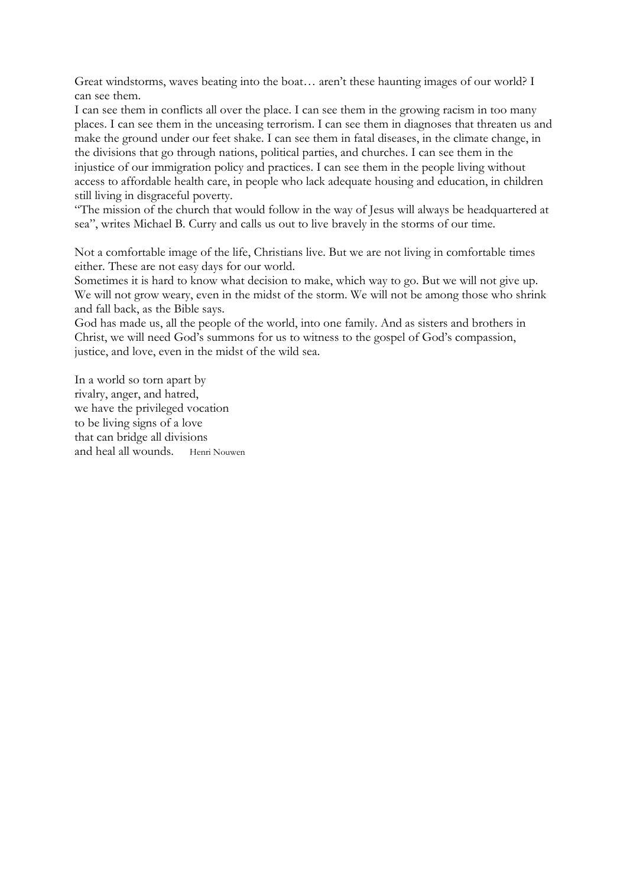Great windstorms, waves beating into the boat… aren't these haunting images of our world? I can see them.

I can see them in conflicts all over the place. I can see them in the growing racism in too many places. I can see them in the unceasing terrorism. I can see them in diagnoses that threaten us and make the ground under our feet shake. I can see them in fatal diseases, in the climate change, in the divisions that go through nations, political parties, and churches. I can see them in the injustice of our immigration policy and practices. I can see them in the people living without access to affordable health care, in people who lack adequate housing and education, in children still living in disgraceful poverty.

"The mission of the church that would follow in the way of Jesus will always be headquartered at sea", writes Michael B. Curry and calls us out to live bravely in the storms of our time.

Not a comfortable image of the life, Christians live. But we are not living in comfortable times either. These are not easy days for our world.

Sometimes it is hard to know what decision to make, which way to go. But we will not give up. We will not grow weary, even in the midst of the storm. We will not be among those who shrink and fall back, as the Bible says.

God has made us, all the people of the world, into one family. And as sisters and brothers in Christ, we will need God's summons for us to witness to the gospel of God's compassion, justice, and love, even in the midst of the wild sea.

In a world so torn apart by
rivalry, anger, and hatred,
we have the privileged vocation
to be living signs of a love
that can bridge all divisions
and heal all wounds. Henri Nouwen